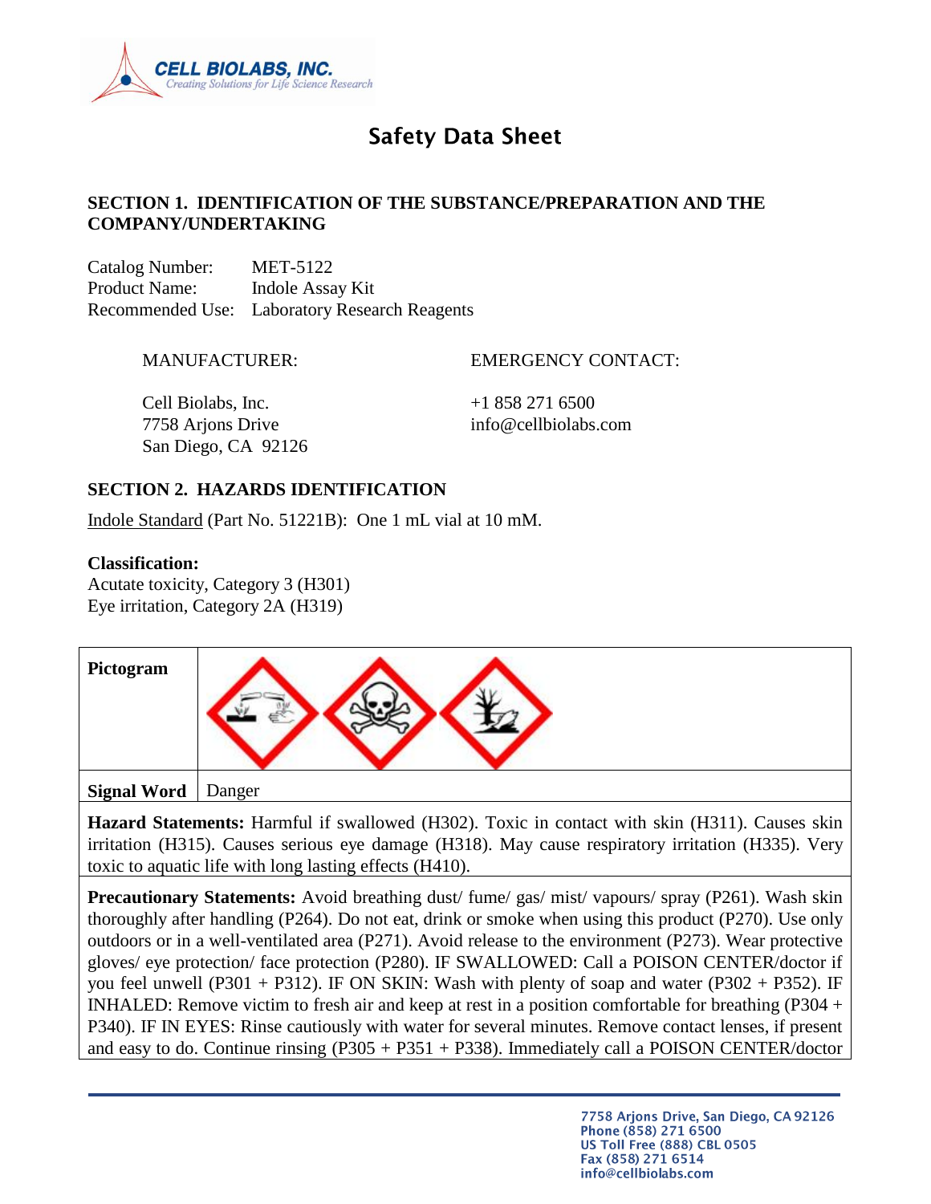# Safety Data Sheet

## SECTION 1. IDENTIFICATION OF THE SUBSTANCE/PREPARATION AND THE COMPANY/UNDERTAKING

Catalog Number: MET-5122
Product Name: Indole Assay Kit
Recommended Use: Laboratory Research Reagents

| MANUFACTURER: | EMERGENCY CONTACT: |
|---|---|
| Cell Biolabs, Inc.<br>7758 Arjons Drive<br>San Diego, CA 92126 | +1 858 271 6500<br>info@cellbiolabs.com |

## SECTION 2. HAZARDS IDENTIFICATION

Indole Standard (Part No. 51221B): One 1 mL vial at 10 mM.

**Classification:**
Acutate toxicity, Category 3 (H301)
Eye irritation, Category 2A (H319)

| **Pictogram** | |
|---|---|
| **Signal Word** | Danger |

**Hazard Statements:** Harmful if swallowed (H302). Toxic in contact with skin (H311). Causes skin irritation (H315). Causes serious eye damage (H318). May cause respiratory irritation (H335). Very toxic to aquatic life with long lasting effects (H410).

**Precautionary Statements:** Avoid breathing dust/ fume/ gas/ mist/ vapours/ spray (P261). Wash skin thoroughly after handling (P264). Do not eat, drink or smoke when using this product (P270). Use only outdoors or in a well-ventilated area (P271). Avoid release to the environment (P273). Wear protective gloves/ eye protection/ face protection (P280). IF SWALLOWED: Call a POISON CENTER/doctor if you feel unwell (P301 + P312). IF ON SKIN: Wash with plenty of soap and water (P302 + P352). IF INHALED: Remove victim to fresh air and keep at rest in a position comfortable for breathing (P304 + P340). IF IN EYES: Rinse cautiously with water for several minutes. Remove contact lenses, if present and easy to do. Continue rinsing (P305 + P351 + P338). Immediately call a POISON CENTER/doctor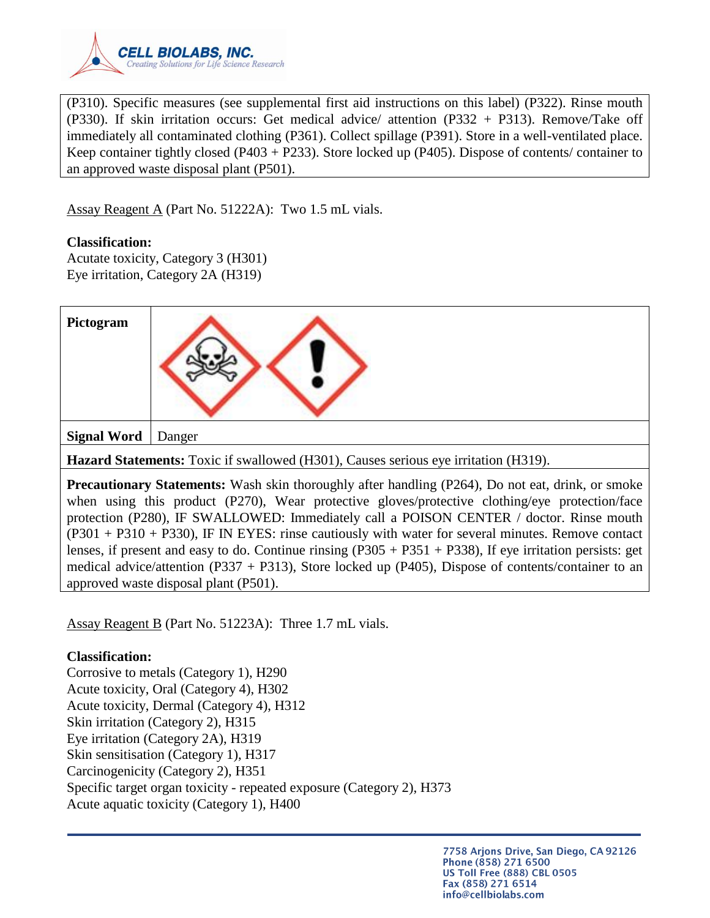(P310). Specific measures (see supplemental first aid instructions on this label) (P322). Rinse mouth (P330). If skin irritation occurs: Get medical advice/ attention (P332 + P313). Remove/Take off immediately all contaminated clothing (P361). Collect spillage (P391). Store in a well-ventilated place. Keep container tightly closed (P403 + P233). Store locked up (P405). Dispose of contents/ container to an approved waste disposal plant (P501).

Assay Reagent A (Part No. 51222A): Two 1.5 mL vials.

**Classification:**
Acutate toxicity, Category 3 (H301)
Eye irritation, Category 2A (H319)

| **Pictogram** | |
|---|---|
| **Signal Word** | Danger |

**Hazard Statements:** Toxic if swallowed (H301), Causes serious eye irritation (H319).

**Precautionary Statements:** Wash skin thoroughly after handling (P264), Do not eat, drink, or smoke when using this product (P270), Wear protective gloves/protective clothing/eye protection/face protection (P280), IF SWALLOWED: Immediately call a POISON CENTER / doctor. Rinse mouth (P301 + P310 + P330), IF IN EYES: rinse cautiously with water for several minutes. Remove contact lenses, if present and easy to do. Continue rinsing (P305 + P351 + P338), If eye irritation persists: get medical advice/attention (P337 + P313), Store locked up (P405), Dispose of contents/container to an approved waste disposal plant (P501).

Assay Reagent B (Part No. 51223A): Three 1.7 mL vials.

**Classification:**
Corrosive to metals (Category 1), H290
Acute toxicity, Oral (Category 4), H302
Acute toxicity, Dermal (Category 4), H312
Skin irritation (Category 2), H315
Eye irritation (Category 2A), H319
Skin sensitisation (Category 1), H317
Carcinogenicity (Category 2), H351
Specific target organ toxicity - repeated exposure (Category 2), H373
Acute aquatic toxicity (Category 1), H400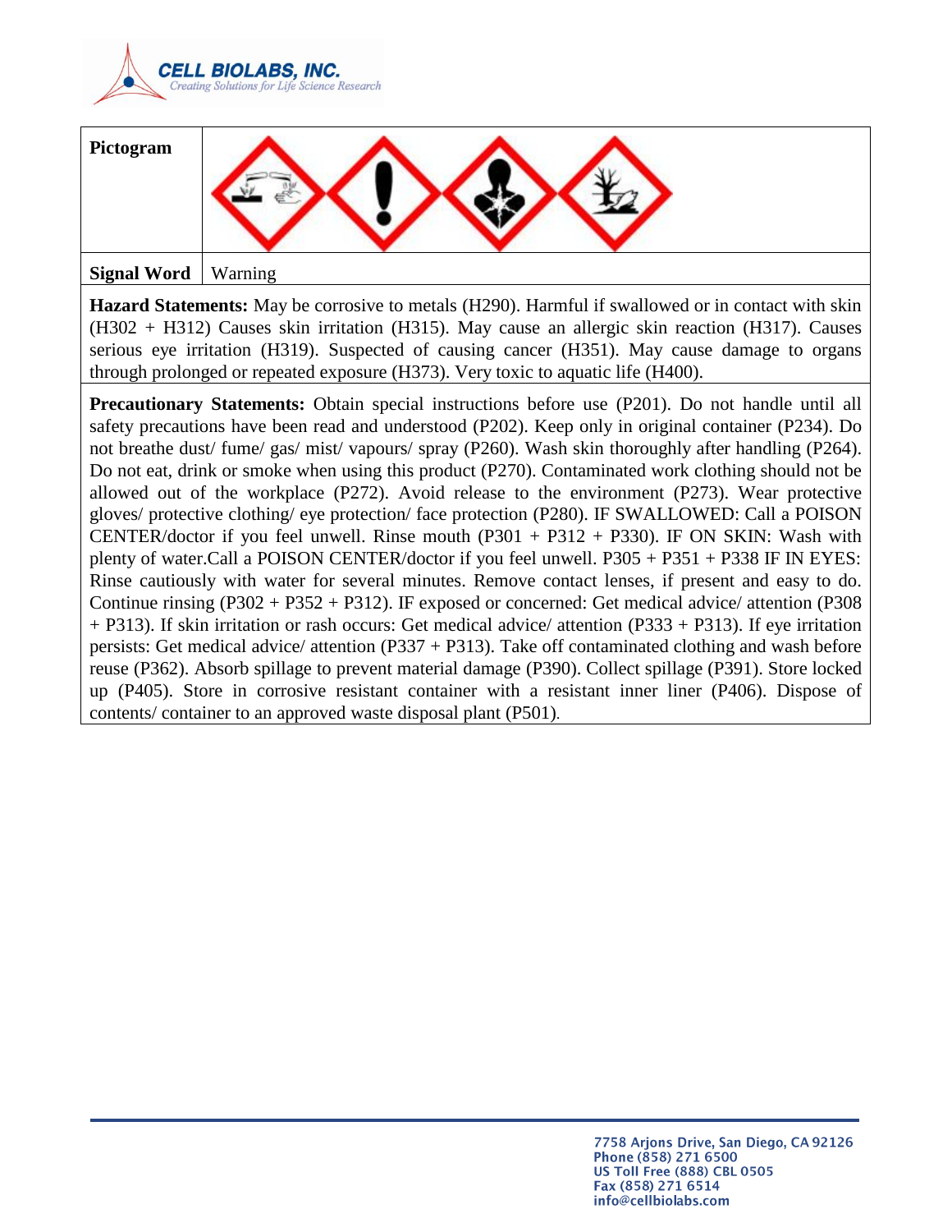| Pictogram | |
|---|---|
| **Signal Word** | Warning |

**Hazard Statements:** May be corrosive to metals (H290). Harmful if swallowed or in contact with skin (H302 + H312) Causes skin irritation (H315). May cause an allergic skin reaction (H317). Causes serious eye irritation (H319). Suspected of causing cancer (H351). May cause damage to organs through prolonged or repeated exposure (H373). Very toxic to aquatic life (H400).

**Precautionary Statements:** Obtain special instructions before use (P201). Do not handle until all safety precautions have been read and understood (P202). Keep only in original container (P234). Do not breathe dust/ fume/ gas/ mist/ vapours/ spray (P260). Wash skin thoroughly after handling (P264). Do not eat, drink or smoke when using this product (P270). Contaminated work clothing should not be allowed out of the workplace (P272). Avoid release to the environment (P273). Wear protective gloves/ protective clothing/ eye protection/ face protection (P280). IF SWALLOWED: Call a POISON CENTER/doctor if you feel unwell. Rinse mouth (P301 + P312 + P330). IF ON SKIN: Wash with plenty of water.Call a POISON CENTER/doctor if you feel unwell. P305 + P351 + P338 IF IN EYES: Rinse cautiously with water for several minutes. Remove contact lenses, if present and easy to do. Continue rinsing (P302 + P352 + P312). IF exposed or concerned: Get medical advice/ attention (P308 + P313). If skin irritation or rash occurs: Get medical advice/ attention (P333 + P313). If eye irritation persists: Get medical advice/ attention (P337 + P313). Take off contaminated clothing and wash before reuse (P362). Absorb spillage to prevent material damage (P390). Collect spillage (P391). Store locked up (P405). Store in corrosive resistant container with a resistant inner liner (P406). Dispose of contents/ container to an approved waste disposal plant (P501).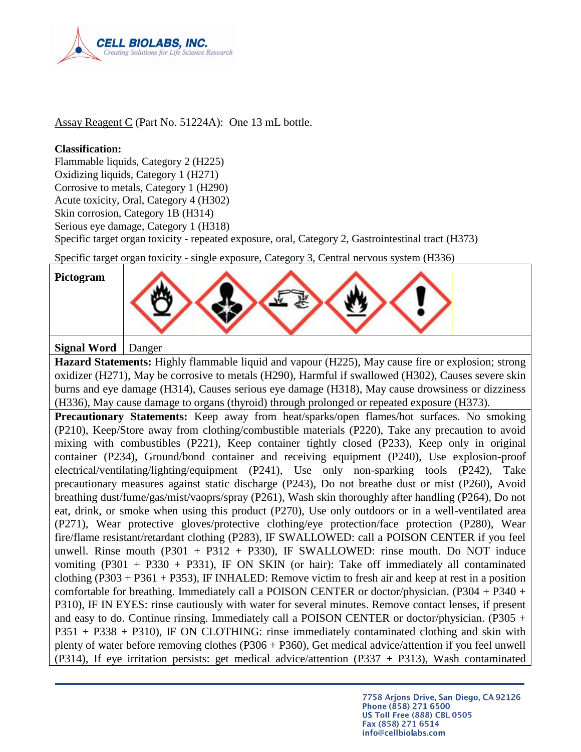Assay Reagent C (Part No. 51224A): One 13 mL bottle.

**Classification:**
Flammable liquids, Category 2 (H225)
Oxidizing liquids, Category 1 (H271)
Corrosive to metals, Category 1 (H290)
Acute toxicity, Oral, Category 4 (H302)
Skin corrosion, Category 1B (H314)
Serious eye damage, Category 1 (H318)
Specific target organ toxicity - repeated exposure, oral, Category 2, Gastrointestinal tract (H373)

Specific target organ toxicity - single exposure, Category 3, Central nervous system (H336)

| **Pictogram** | |
|---|---|
| **Signal Word** | Danger |

**Hazard Statements:** Highly flammable liquid and vapour (H225), May cause fire or explosion; strong oxidizer (H271), May be corrosive to metals (H290), Harmful if swallowed (H302), Causes severe skin burns and eye damage (H314), Causes serious eye damage (H318), May cause drowsiness or dizziness (H336), May cause damage to organs (thyroid) through prolonged or repeated exposure (H373).

**Precautionary Statements:** Keep away from heat/sparks/open flames/hot surfaces. No smoking (P210), Keep/Store away from clothing/combustible materials (P220), Take any precaution to avoid mixing with combustibles (P221), Keep container tightly closed (P233), Keep only in original container (P234), Ground/bond container and receiving equipment (P240), Use explosion-proof electrical/ventilating/lighting/equipment (P241), Use only non-sparking tools (P242), Take precautionary measures against static discharge (P243), Do not breathe dust or mist (P260), Avoid breathing dust/fume/gas/mist/vaoprs/spray (P261), Wash skin thoroughly after handling (P264), Do not eat, drink, or smoke when using this product (P270), Use only outdoors or in a well-ventilated area (P271), Wear protective gloves/protective clothing/eye protection/face protection (P280), Wear fire/flame resistant/retardant clothing (P283), IF SWALLOWED: call a POISON CENTER if you feel unwell. Rinse mouth (P301 + P312 + P330), IF SWALLOWED: rinse mouth. Do NOT induce vomiting (P301 + P330 + P331), IF ON SKIN (or hair): Take off immediately all contaminated clothing (P303 + P361 + P353), IF INHALED: Remove victim to fresh air and keep at rest in a position comfortable for breathing. Immediately call a POISON CENTER or doctor/physician. (P304 + P340 + P310), IF IN EYES: rinse cautiously with water for several minutes. Remove contact lenses, if present and easy to do. Continue rinsing. Immediately call a POISON CENTER or doctor/physician. (P305 + P351 + P338 + P310), IF ON CLOTHING: rinse immediately contaminated clothing and skin with plenty of water before removing clothes (P306 + P360), Get medical advice/attention if you feel unwell (P314), If eye irritation persists: get medical advice/attention (P337 + P313), Wash contaminated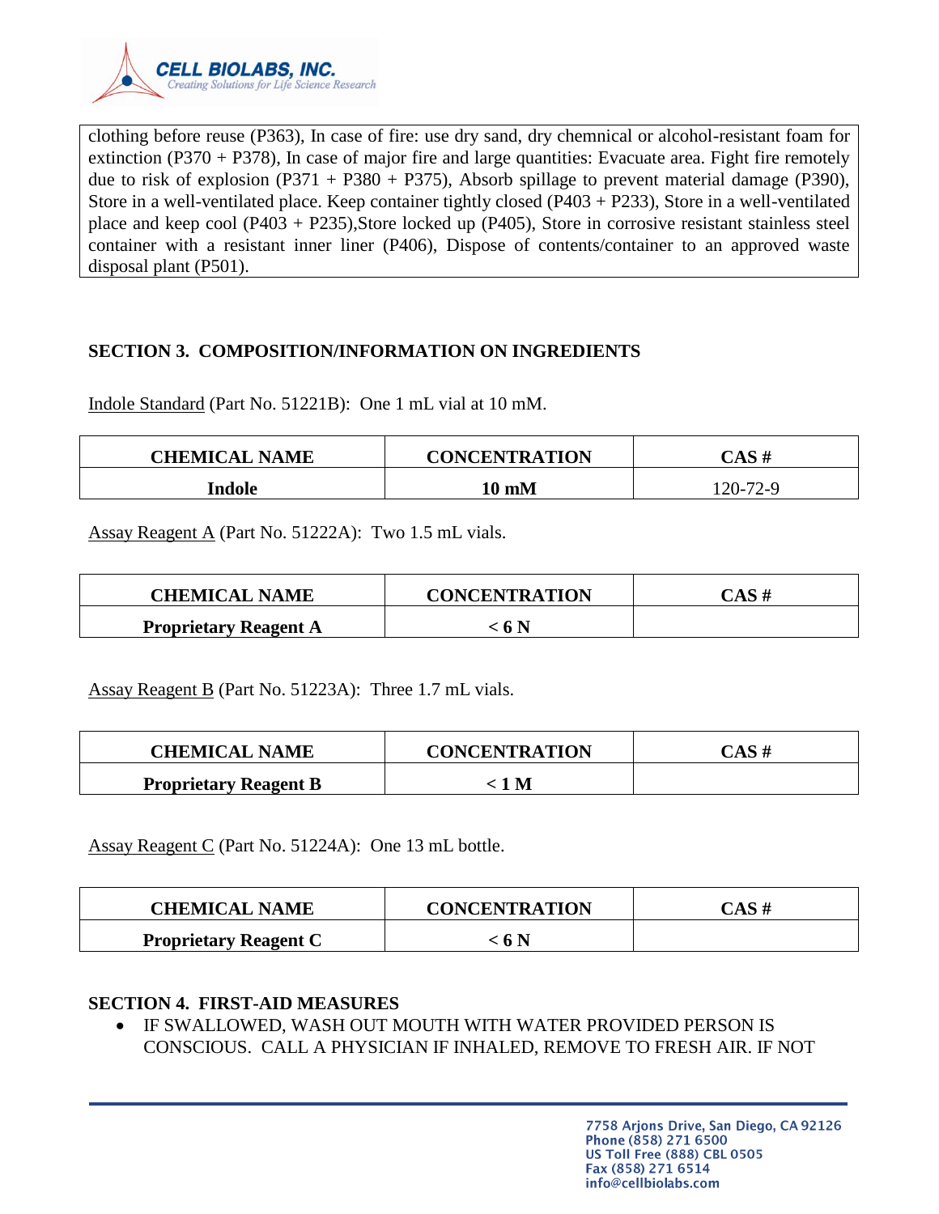clothing before reuse (P363), In case of fire: use dry sand, dry chemnical or alcohol-resistant foam for extinction (P370 + P378), In case of major fire and large quantities: Evacuate area. Fight fire remotely due to risk of explosion (P371 + P380 + P375), Absorb spillage to prevent material damage (P390), Store in a well-ventilated place. Keep container tightly closed (P403 + P233), Store in a well-ventilated place and keep cool (P403 + P235),Store locked up (P405), Store in corrosive resistant stainless steel container with a resistant inner liner (P406), Dispose of contents/container to an approved waste disposal plant (P501).

## SECTION 3. COMPOSITION/INFORMATION ON INGREDIENTS

Indole Standard (Part No. 51221B): One 1 mL vial at 10 mM.

| CHEMICAL NAME | CONCENTRATION | CAS # |
|---|---|---|
| **Indole** | **10 mM** | 120-72-9 |

Assay Reagent A (Part No. 51222A): Two 1.5 mL vials.

| CHEMICAL NAME | CONCENTRATION | CAS # |
|---|---|---|
| **Proprietary Reagent A** | **< 6 N** | |

Assay Reagent B (Part No. 51223A): Three 1.7 mL vials.

| CHEMICAL NAME | CONCENTRATION | CAS # |
|---|---|---|
| **Proprietary Reagent B** | **< 1 M** | |

Assay Reagent C (Part No. 51224A): One 13 mL bottle.

| CHEMICAL NAME | CONCENTRATION | CAS # |
|---|---|---|
| **Proprietary Reagent C** | **< 6 N** | |

## SECTION 4. FIRST-AID MEASURES

- IF SWALLOWED, WASH OUT MOUTH WITH WATER PROVIDED PERSON IS CONSCIOUS. CALL A PHYSICIAN IF INHALED, REMOVE TO FRESH AIR. IF NOT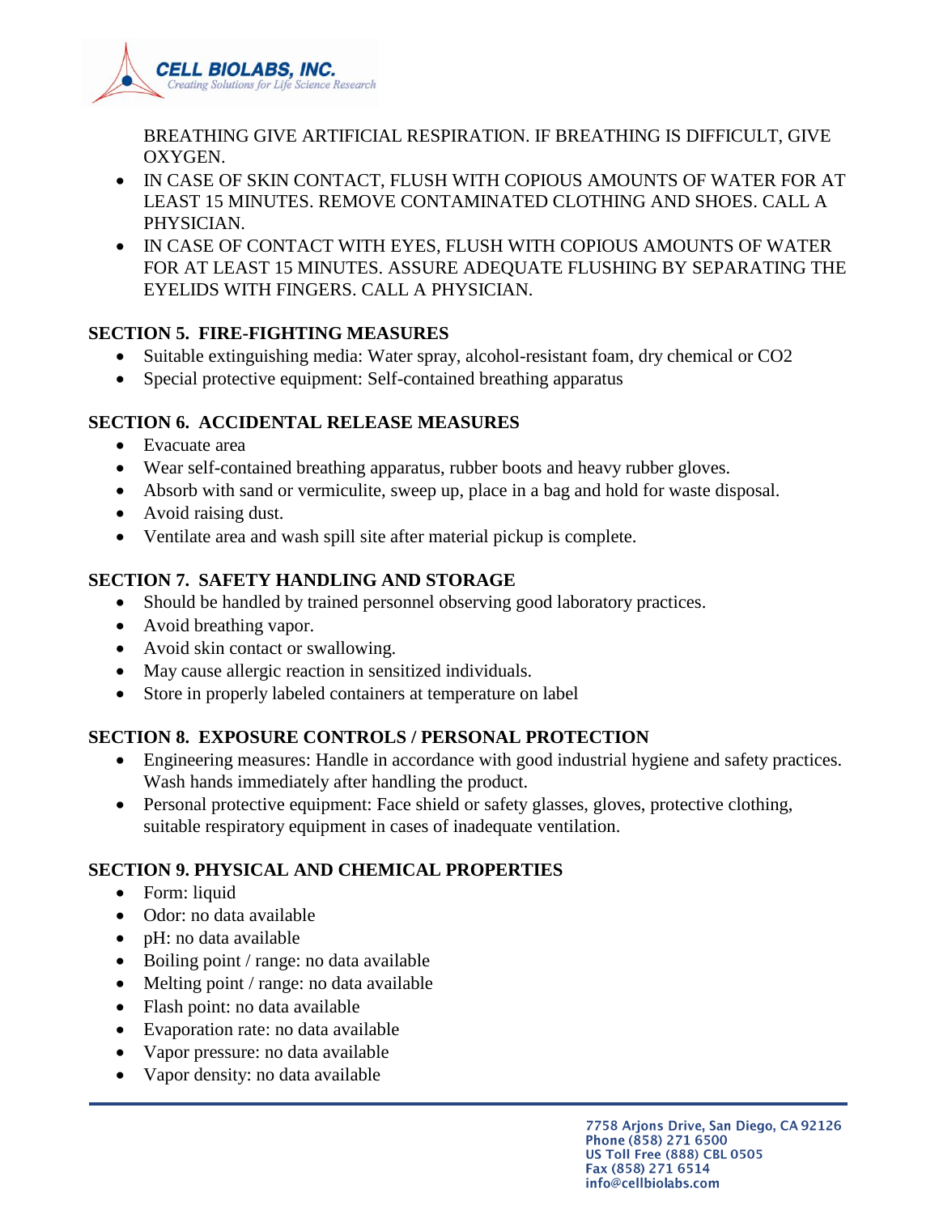BREATHING GIVE ARTIFICIAL RESPIRATION. IF BREATHING IS DIFFICULT, GIVE OXYGEN.

- IN CASE OF SKIN CONTACT, FLUSH WITH COPIOUS AMOUNTS OF WATER FOR AT LEAST 15 MINUTES. REMOVE CONTAMINATED CLOTHING AND SHOES. CALL A PHYSICIAN.
- IN CASE OF CONTACT WITH EYES, FLUSH WITH COPIOUS AMOUNTS OF WATER FOR AT LEAST 15 MINUTES. ASSURE ADEQUATE FLUSHING BY SEPARATING THE EYELIDS WITH FINGERS. CALL A PHYSICIAN.

## SECTION 5. FIRE-FIGHTING MEASURES

- Suitable extinguishing media: Water spray, alcohol-resistant foam, dry chemical or $CO_2$
- Special protective equipment: Self-contained breathing apparatus

## SECTION 6. ACCIDENTAL RELEASE MEASURES

- Evacuate area
- Wear self-contained breathing apparatus, rubber boots and heavy rubber gloves.
- Absorb with sand or vermiculite, sweep up, place in a bag and hold for waste disposal.
- Avoid raising dust.
- Ventilate area and wash spill site after material pickup is complete.

## SECTION 7. SAFETY HANDLING AND STORAGE

- Should be handled by trained personnel observing good laboratory practices.
- Avoid breathing vapor.
- Avoid skin contact or swallowing.
- May cause allergic reaction in sensitized individuals.
- Store in properly labeled containers at temperature on label

## SECTION 8. EXPOSURE CONTROLS / PERSONAL PROTECTION

- Engineering measures: Handle in accordance with good industrial hygiene and safety practices. Wash hands immediately after handling the product.
- Personal protective equipment: Face shield or safety glasses, gloves, protective clothing, suitable respiratory equipment in cases of inadequate ventilation.

## SECTION 9. PHYSICAL AND CHEMICAL PROPERTIES

- Form: liquid
- Odor: no data available
- pH: no data available
- Boiling point / range: no data available
- Melting point / range: no data available
- Flash point: no data available
- Evaporation rate: no data available
- Vapor pressure: no data available
- Vapor density: no data available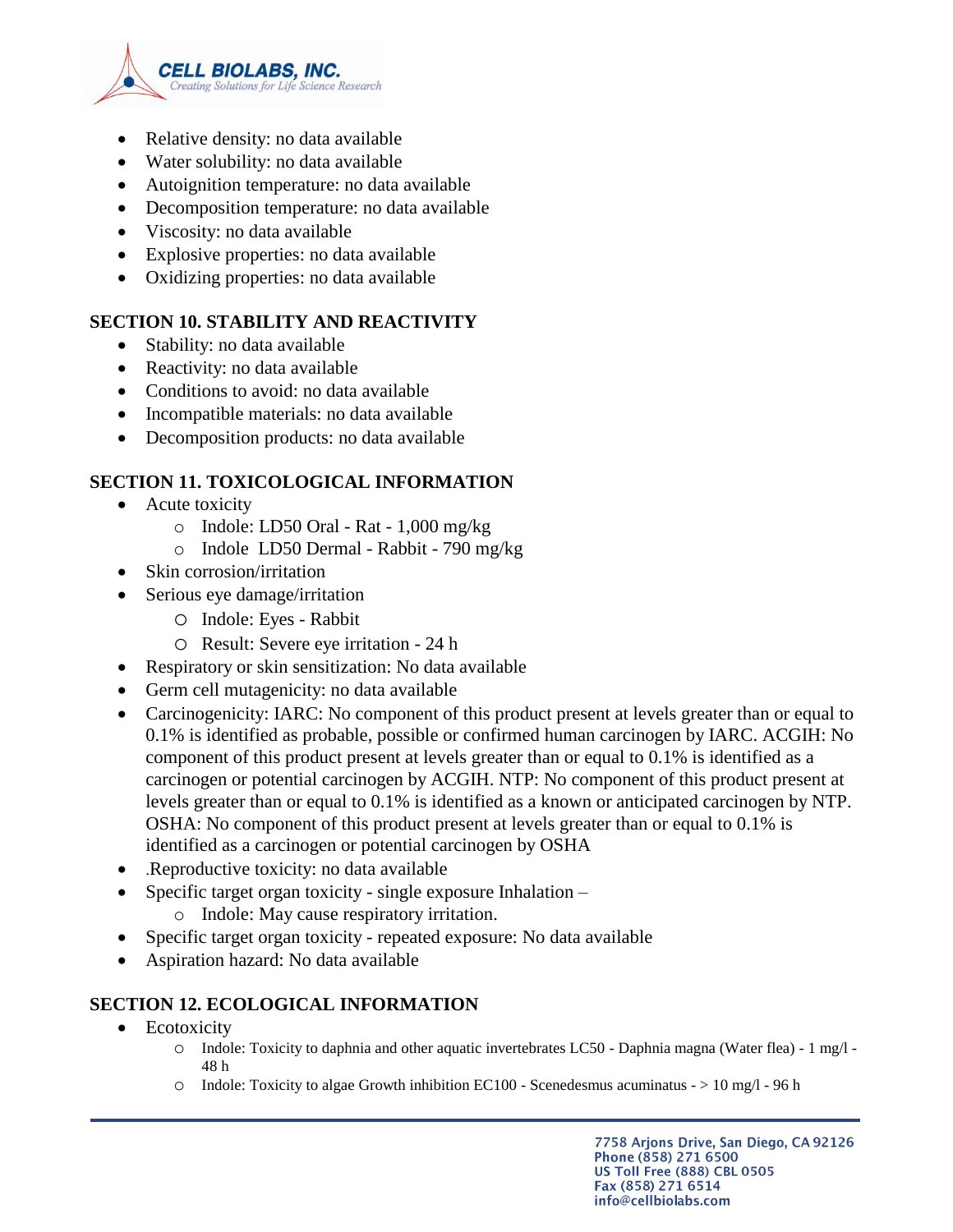- Relative density: no data available
- Water solubility: no data available
- Autoignition temperature: no data available
- Decomposition temperature: no data available
- Viscosity: no data available
- Explosive properties: no data available
- Oxidizing properties: no data available

## SECTION 10. STABILITY AND REACTIVITY

- Stability: no data available
- Reactivity: no data available
- Conditions to avoid: no data available
- Incompatible materials: no data available
- Decomposition products: no data available

## SECTION 11. TOXICOLOGICAL INFORMATION

- Acute toxicity
  - Indole: LD50 Oral - Rat - 1,000 mg/kg
  - Indole LD50 Dermal - Rabbit - 790 mg/kg
- Skin corrosion/irritation
- Serious eye damage/irritation
  - Indole: Eyes - Rabbit
  - Result: Severe eye irritation - 24 h
- Respiratory or skin sensitization: No data available
- Germ cell mutagenicity: no data available
- Carcinogenicity: IARC: No component of this product present at levels greater than or equal to 0.1% is identified as probable, possible or confirmed human carcinogen by IARC. ACGIH: No component of this product present at levels greater than or equal to 0.1% is identified as a carcinogen or potential carcinogen by ACGIH. NTP: No component of this product present at levels greater than or equal to 0.1% is identified as a known or anticipated carcinogen by NTP. OSHA: No component of this product present at levels greater than or equal to 0.1% is identified as a carcinogen or potential carcinogen by OSHA
- .Reproductive toxicity: no data available
- Specific target organ toxicity - single exposure Inhalation –
  - Indole: May cause respiratory irritation.
- Specific target organ toxicity - repeated exposure: No data available
- Aspiration hazard: No data available

## SECTION 12. ECOLOGICAL INFORMATION

- Ecotoxicity
  - Indole: Toxicity to daphnia and other aquatic invertebrates LC50 - Daphnia magna (Water flea) - 1 mg/l - 48 h
  - Indole: Toxicity to algae Growth inhibition EC100 - Scenedesmus acuminatus - > 10 mg/l - 96 h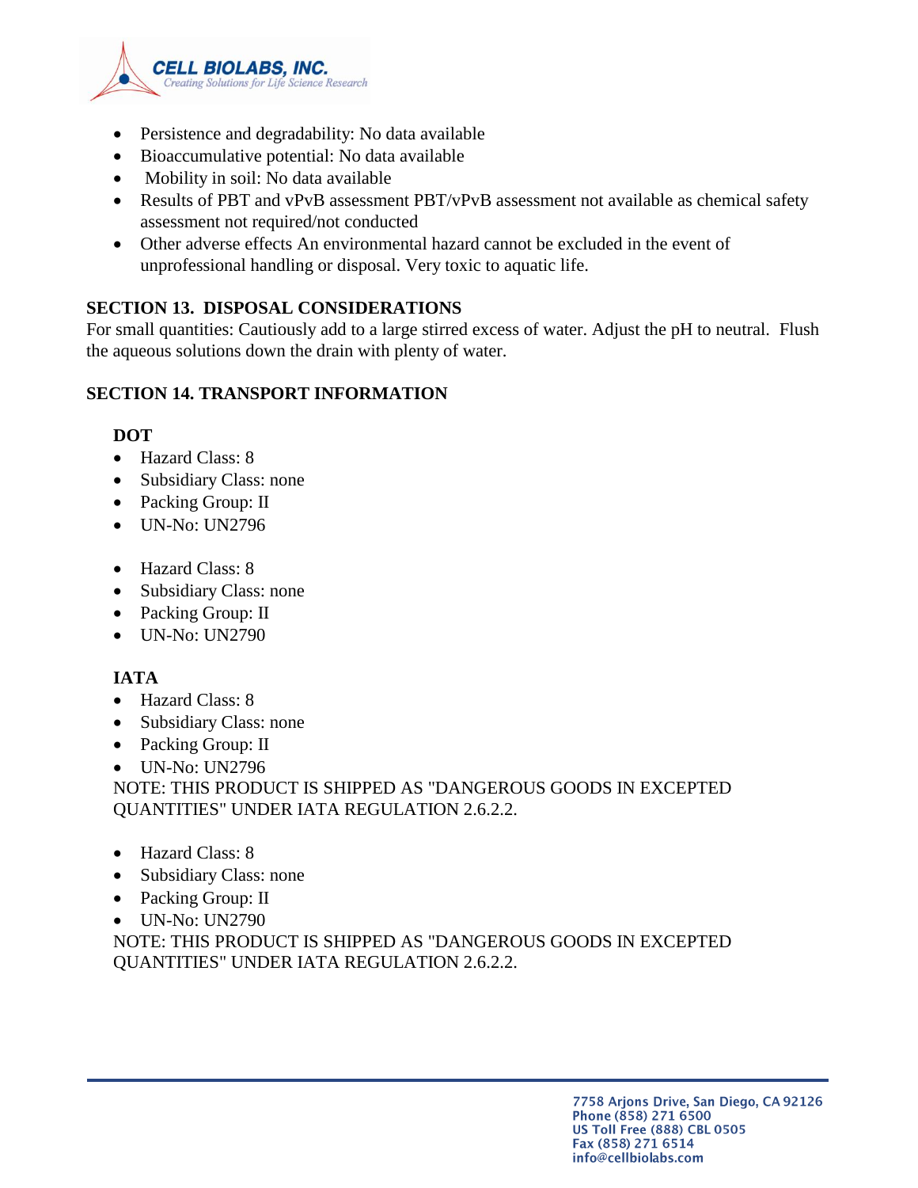- Persistence and degradability: No data available
- Bioaccumulative potential: No data available
- Mobility in soil: No data available
- Results of PBT and vPvB assessment PBT/vPvB assessment not available as chemical safety assessment not required/not conducted
- Other adverse effects An environmental hazard cannot be excluded in the event of unprofessional handling or disposal. Very toxic to aquatic life.

## SECTION 13. DISPOSAL CONSIDERATIONS

For small quantities: Cautiously add to a large stirred excess of water. Adjust the pH to neutral. Flush the aqueous solutions down the drain with plenty of water.

## SECTION 14. TRANSPORT INFORMATION

### DOT

- Hazard Class: 8
- Subsidiary Class: none
- Packing Group: II
- UN-No: UN2796

- Hazard Class: 8
- Subsidiary Class: none
- Packing Group: II
- UN-No: UN2790

### IATA

- Hazard Class: 8
- Subsidiary Class: none
- Packing Group: II
- UN-No: UN2796

NOTE: THIS PRODUCT IS SHIPPED AS "DANGEROUS GOODS IN EXCEPTED QUANTITIES" UNDER IATA REGULATION 2.6.2.2.

- Hazard Class: 8
- Subsidiary Class: none
- Packing Group: II
- UN-No: UN2790

NOTE: THIS PRODUCT IS SHIPPED AS "DANGEROUS GOODS IN EXCEPTED QUANTITIES" UNDER IATA REGULATION 2.6.2.2.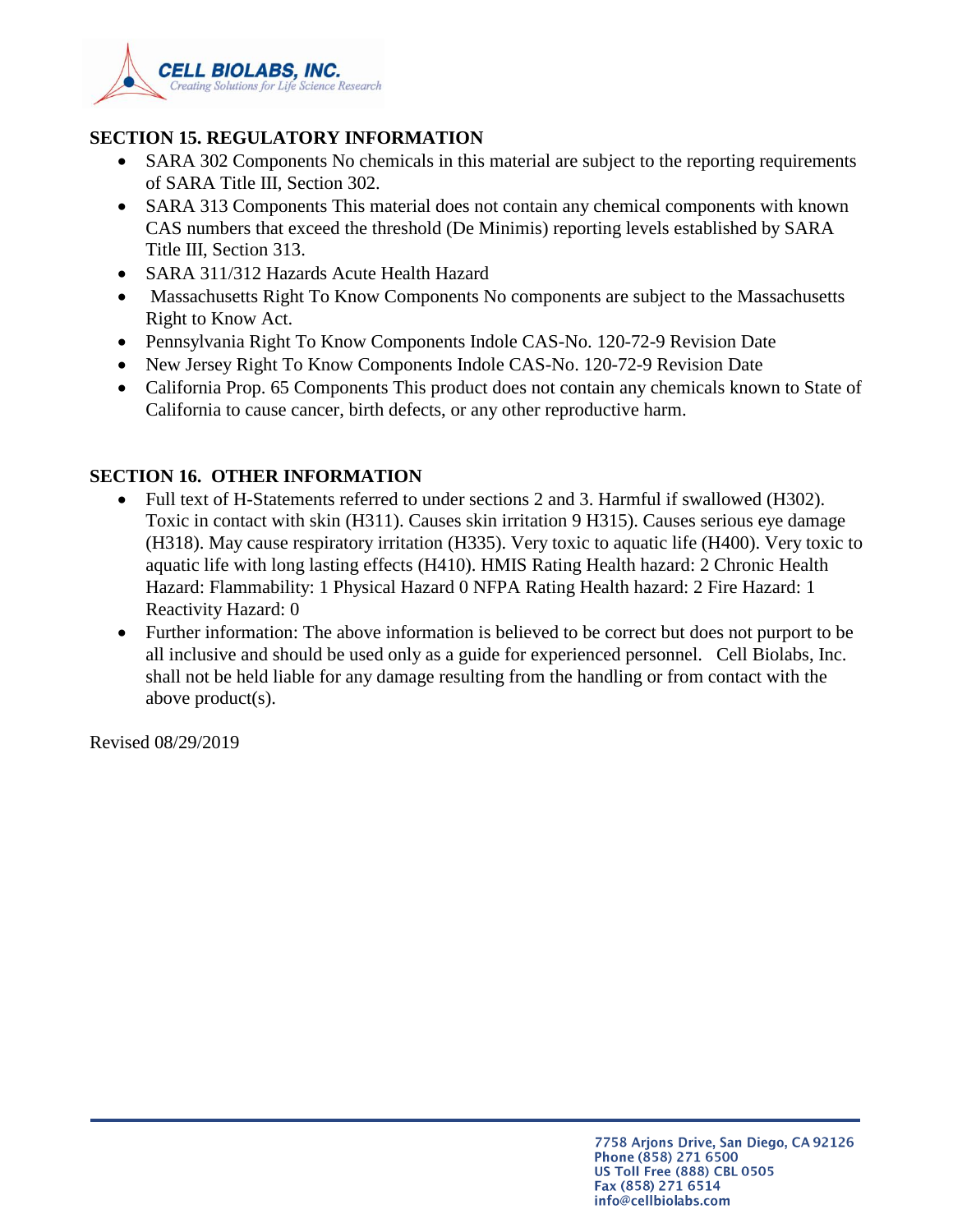## SECTION 15. REGULATORY INFORMATION

- SARA 302 Components No chemicals in this material are subject to the reporting requirements of SARA Title III, Section 302.
- SARA 313 Components This material does not contain any chemical components with known CAS numbers that exceed the threshold (De Minimis) reporting levels established by SARA Title III, Section 313.
- SARA 311/312 Hazards Acute Health Hazard
- Massachusetts Right To Know Components No components are subject to the Massachusetts Right to Know Act.
- Pennsylvania Right To Know Components Indole CAS-No. 120-72-9 Revision Date
- New Jersey Right To Know Components Indole CAS-No. 120-72-9 Revision Date
- California Prop. 65 Components This product does not contain any chemicals known to State of California to cause cancer, birth defects, or any other reproductive harm.

## SECTION 16. OTHER INFORMATION

- Full text of H-Statements referred to under sections 2 and 3. Harmful if swallowed (H302). Toxic in contact with skin (H311). Causes skin irritation 9 H315). Causes serious eye damage (H318). May cause respiratory irritation (H335). Very toxic to aquatic life (H400). Very toxic to aquatic life with long lasting effects (H410). HMIS Rating Health hazard: 2 Chronic Health Hazard: Flammability: 1 Physical Hazard 0 NFPA Rating Health hazard: 2 Fire Hazard: 1 Reactivity Hazard: 0
- Further information: The above information is believed to be correct but does not purport to be all inclusive and should be used only as a guide for experienced personnel. Cell Biolabs, Inc. shall not be held liable for any damage resulting from the handling or from contact with the above product(s).

Revised 08/29/2019